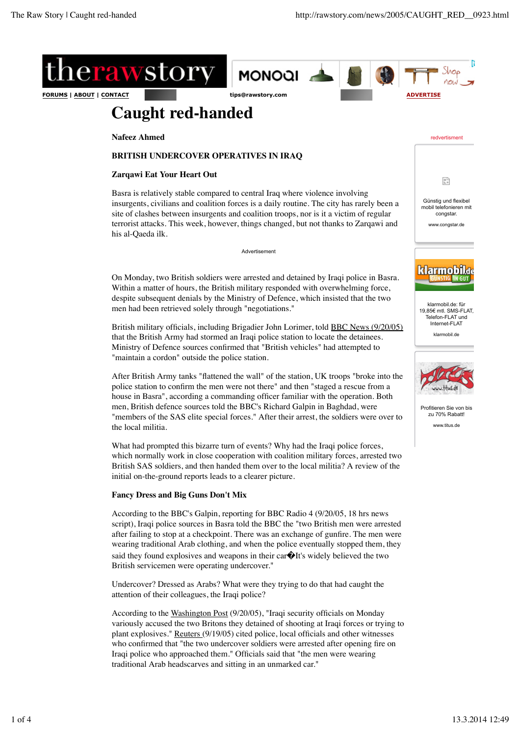# Caught red-handed

**Nafeez Ahmed**

**BRITISH UNDERCOVER OPERATIVES IN IRAQ**

**Zarqawi Eat Your Heart Out**

Basra is relatively stable compared to central Iraq where violence involving insurgents, civilians and coalition forces is a daily routine. The city has rarely been a site of clashes between insurgents and coalition troops, nor is it a victim of regular terrorist attacks. This week, however, things changed, but not thanks to Zarqawi and his al-Qaeda ilk.

On Monday, two British soldiers were arrested and detained by Iraqi police in Basra. Within a matter of hours, the British military responded with overwhelming force, despite subsequent denials by the Ministry of Defence, which insisted that the two men had been retrieved solely through "negotiations."

British military officials, including Brigadier John Lorimer, told BBC News (9/20/05) that the British Army had stormed an Iraqi police station to locate the detainees. Ministry of Defence sources confirmed that "British vehicles" had attempted to "maintain a cordon" outside the police station.

After British Army tanks "flattened the wall" of the station, UK troops "broke into the police station to confirm the men were not there" and then "staged a rescue from a house in Basra", according a commanding officer familiar with the operation. Both men, British defence sources told the BBC's Richard Galpin in Baghdad, were "members of the SAS elite special forces." After their arrest, the soldiers were over to the local militia.

What had prompted this bizarre turn of events? Why had the Iraqi police forces, which normally work in close cooperation with coalition military forces, arrested two British SAS soldiers, and then handed them over to the local militia? A review of the initial on-the-ground reports leads to a clearer picture.

**Fancy Dress and Big Guns Don't Mix**

According to the BBC's Galpin, reporting for BBC Radio 4 (9/20/05, 18 hrs news script), Iraqi police sources in Basra told the BBC the "two British men were arrested after failing to stop at a checkpoint. There was an exchange of gunfire. The men were wearing traditional Arab clothing, and when the police eventually stopped them, they said they found explosives and weapons in their car�It's widely believed the two British servicemen were operating undercover."

Undercover? Dressed as Arabs? What were they trying to do that had caught the attention of their colleagues, the Iraqi police?

According to the Washington Post (9/20/05), "Iraqi security officials on Monday variously accused the two Britons they detained of shooting at Iraqi forces or trying to plant explosives." Reuters (9/19/05) cited police, local officials and other witnesses who confirmed that "the two undercover soldiers were arrested after opening fire on Iraqi police who approached them." Officials said that "the men were wearing traditional Arab headscarves and sitting in an unmarked car."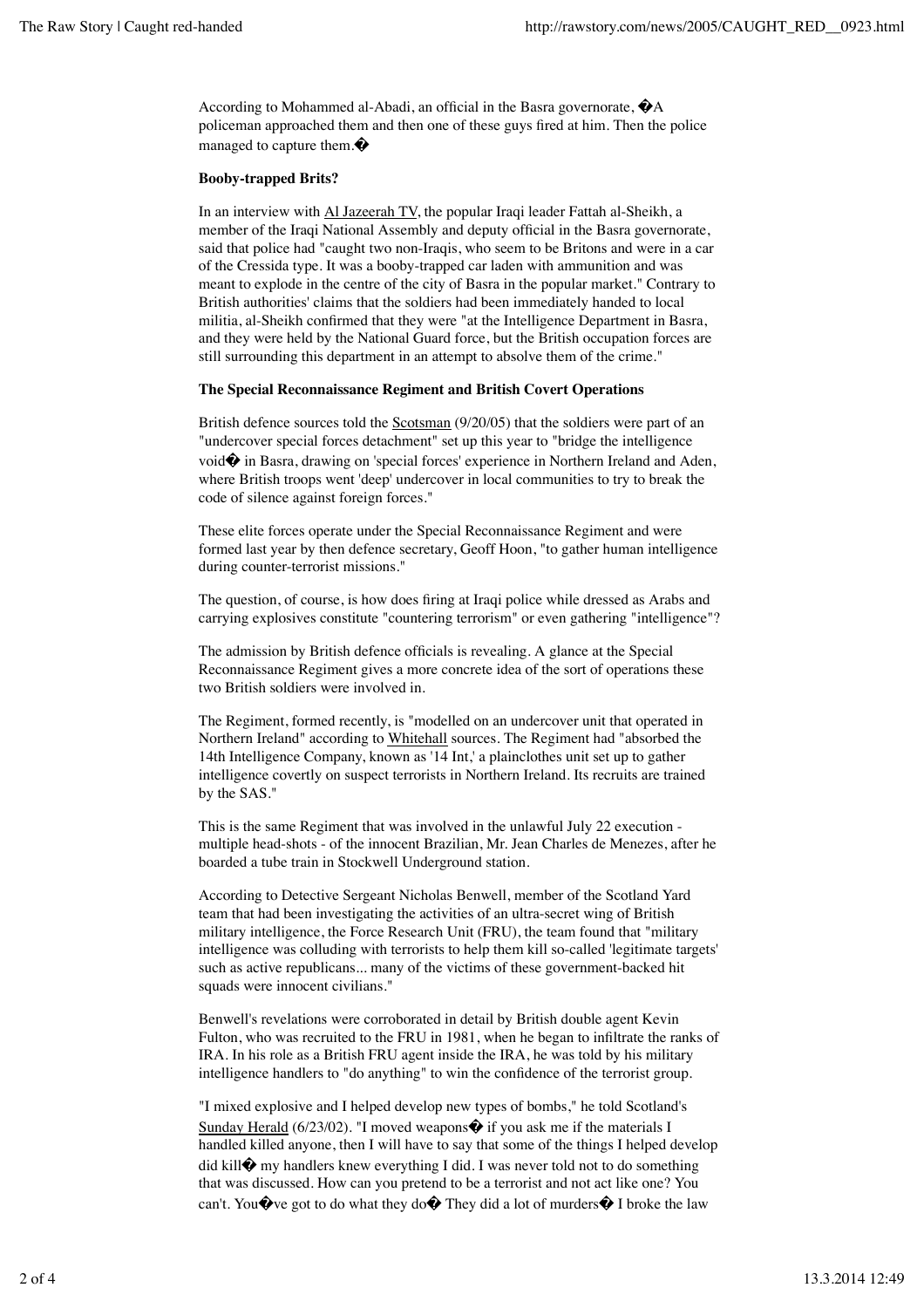According to Mohammed al-Abadi, an official in the Basra governorate, �A policeman approached them and then one of these guys fired at him. Then the police managed to capture them.�

**Booby-trapped Brits?**

In an interview with Al Jazeerah TV, the popular Iraqi leader Fattah al-Sheikh, a member of the Iraqi National Assembly and deputy official in the Basra governorate, said that police had "caught two non-Iraqis, who seem to be Britons and were in a car of the Cressida type. It was a booby-trapped car laden with ammunition and was meant to explode in the centre of the city of Basra in the popular market." Contrary to British authorities' claims that the soldiers had been immediately handed to local militia, al-Sheikh confirmed that they were "at the Intelligence Department in Basra, and they were held by the National Guard force, but the British occupation forces are still surrounding this department in an attempt to absolve them of the crime."

**The Special Reconnaissance Regiment and British Covert Operations**

British defence sources told the Scotsman (9/20/05) that the soldiers were part of an "undercover special forces detachment" set up this year to "bridge the intelligence void� in Basra, drawing on 'special forces' experience in Northern Ireland and Aden, where British troops went 'deep' undercover in local communities to try to break the code of silence against foreign forces."

These elite forces operate under the Special Reconnaissance Regiment and were formed last year by then defence secretary, Geoff Hoon, "to gather human intelligence during counter-terrorist missions."

The question, of course, is how does firing at Iraqi police while dressed as Arabs and carrying explosives constitute "countering terrorism" or even gathering "intelligence"?

The admission by British defence officials is revealing. A glance at the Special Reconnaissance Regiment gives a more concrete idea of the sort of operations these two British soldiers were involved in.

The Regiment, formed recently, is "modelled on an undercover unit that operated in Northern Ireland" according to Whitehall sources. The Regiment had "absorbed the 14th Intelligence Company, known as '14 Int,' a plainclothes unit set up to gather intelligence covertly on suspect terrorists in Northern Ireland. Its recruits are trained by the SAS."

This is the same Regiment that was involved in the unlawful July 22 execution - multiple head-shots - of the innocent Brazilian, Mr. Jean Charles de Menezes, after he boarded a tube train in Stockwell Underground station.

According to Detective Sergeant Nicholas Benwell, member of the Scotland Yard team that had been investigating the activities of an ultra-secret wing of British military intelligence, the Force Research Unit (FRU), the team found that "military intelligence was colluding with terrorists to help them kill so-called 'legitimate targets' such as active republicans... many of the victims of these government-backed hit squads were innocent civilians."

Benwell's revelations were corroborated in detail by British double agent Kevin Fulton, who was recruited to the FRU in 1981, when he began to infiltrate the ranks of IRA. In his role as a British FRU agent inside the IRA, he was told by his military intelligence handlers to "do anything" to win the confidence of the terrorist group.

"I mixed explosive and I helped develop new types of bombs," he told Scotland's Sunday Herald (6/23/02). "I moved weapons� if you ask me if the materials I handled killed anyone, then I will have to say that some of the things I helped develop did kill� my handlers knew everything I did. I was never told not to do something that was discussed. How can you pretend to be a terrorist and not act like one? You can't. You�ve got to do what they do� They did a lot of murders� I broke the law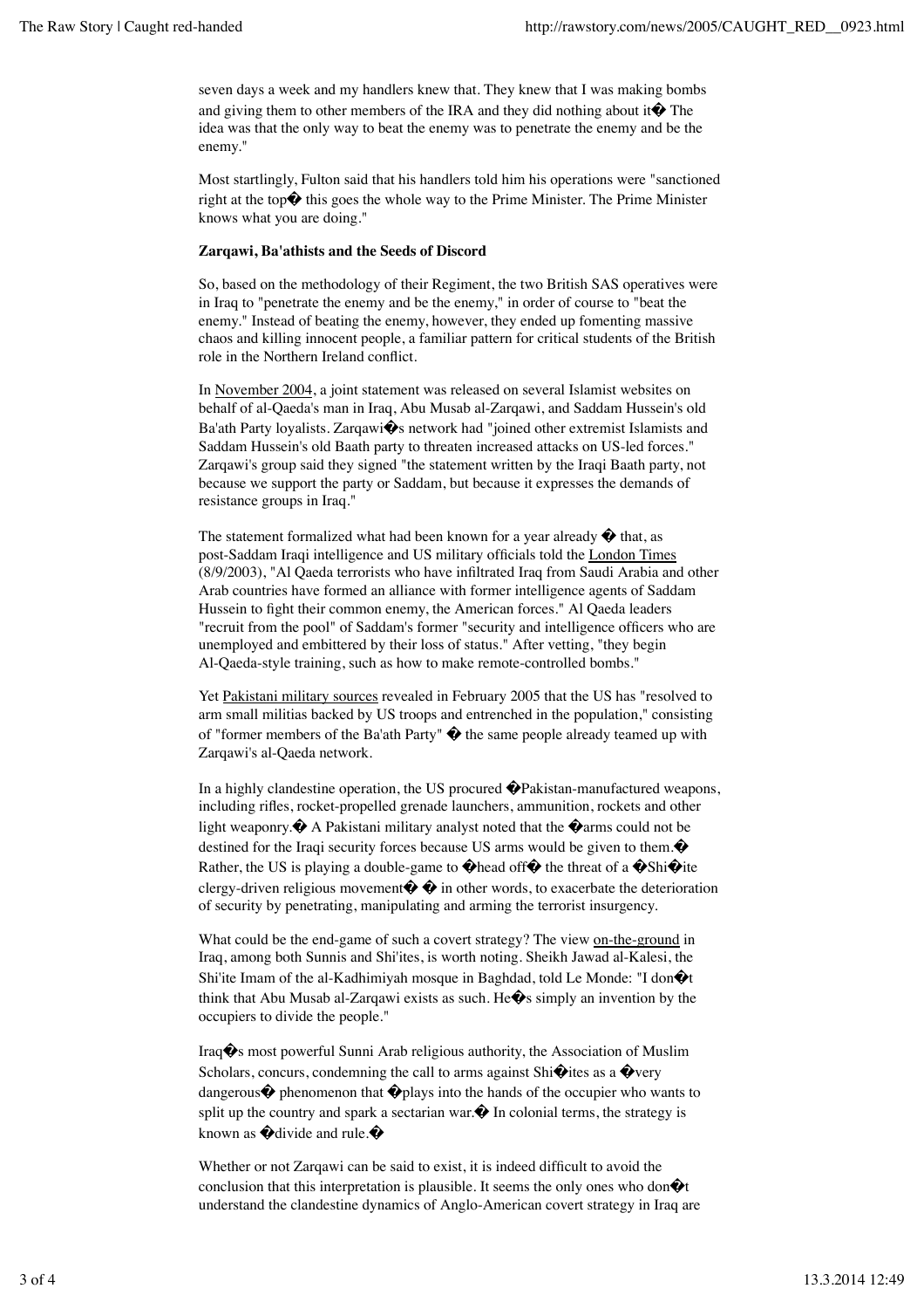seven days a week and my handlers knew that. They knew that I was making bombs and giving them to other members of the IRA and they did nothing about it� The idea was that the only way to beat the enemy was to penetrate the enemy and be the enemy."

Most startlingly, Fulton said that his handlers told him his operations were "sanctioned right at the top� this goes the whole way to the Prime Minister. The Prime Minister knows what you are doing."

**Zarqawi, Ba'athists and the Seeds of Discord**

So, based on the methodology of their Regiment, the two British SAS operatives were in Iraq to "penetrate the enemy and be the enemy," in order of course to "beat the enemy." Instead of beating the enemy, however, they ended up fomenting massive chaos and killing innocent people, a familiar pattern for critical students of the British role in the Northern Ireland conflict.

In November 2004, a joint statement was released on several Islamist websites on behalf of al-Qaeda's man in Iraq, Abu Musab al-Zarqawi, and Saddam Hussein's old Ba'ath Party loyalists. Zarqawi�s network had "joined other extremist Islamists and Saddam Hussein's old Baath party to threaten increased attacks on US-led forces." Zarqawi's group said they signed "the statement written by the Iraqi Baath party, not because we support the party or Saddam, but because it expresses the demands of resistance groups in Iraq."

The statement formalized what had been known for a year already � that, as post-Saddam Iraqi intelligence and US military officials told the London Times (8/9/2003), "Al Qaeda terrorists who have infiltrated Iraq from Saudi Arabia and other Arab countries have formed an alliance with former intelligence agents of Saddam Hussein to fight their common enemy, the American forces." Al Qaeda leaders "recruit from the pool" of Saddam's former "security and intelligence officers who are unemployed and embittered by their loss of status." After vetting, "they begin Al-Qaeda-style training, such as how to make remote-controlled bombs."

Yet Pakistani military sources revealed in February 2005 that the US has "resolved to arm small militias backed by US troops and entrenched in the population," consisting of "former members of the Ba'ath Party" � the same people already teamed up with Zarqawi's al-Qaeda network.

In a highly clandestine operation, the US procured �Pakistan-manufactured weapons, including rifles, rocket-propelled grenade launchers, ammunition, rockets and other light weaponry.� A Pakistani military analyst noted that the �arms could not be destined for the Iraqi security forces because US arms would be given to them.� Rather, the US is playing a double-game to �head off� the threat of a �Shi�ite clergy-driven religious movement� � in other words, to exacerbate the deterioration of security by penetrating, manipulating and arming the terrorist insurgency.

What could be the end-game of such a covert strategy? The view on-the-ground in Iraq, among both Sunnis and Shi'ites, is worth noting. Sheikh Jawad al-Kalesi, the Shi'ite Imam of the al-Kadhimiyah mosque in Baghdad, told Le Monde: "I don�t think that Abu Musab al-Zarqawi exists as such. He�s simply an invention by the occupiers to divide the people."

Iraq�s most powerful Sunni Arab religious authority, the Association of Muslim Scholars, concurs, condemning the call to arms against Shi�ites as a �very dangerous� phenomenon that �plays into the hands of the occupier who wants to split up the country and spark a sectarian war.� In colonial terms, the strategy is known as �divide and rule.�

Whether or not Zarqawi can be said to exist, it is indeed difficult to avoid the conclusion that this interpretation is plausible. It seems the only ones who don�t understand the clandestine dynamics of Anglo-American covert strategy in Iraq are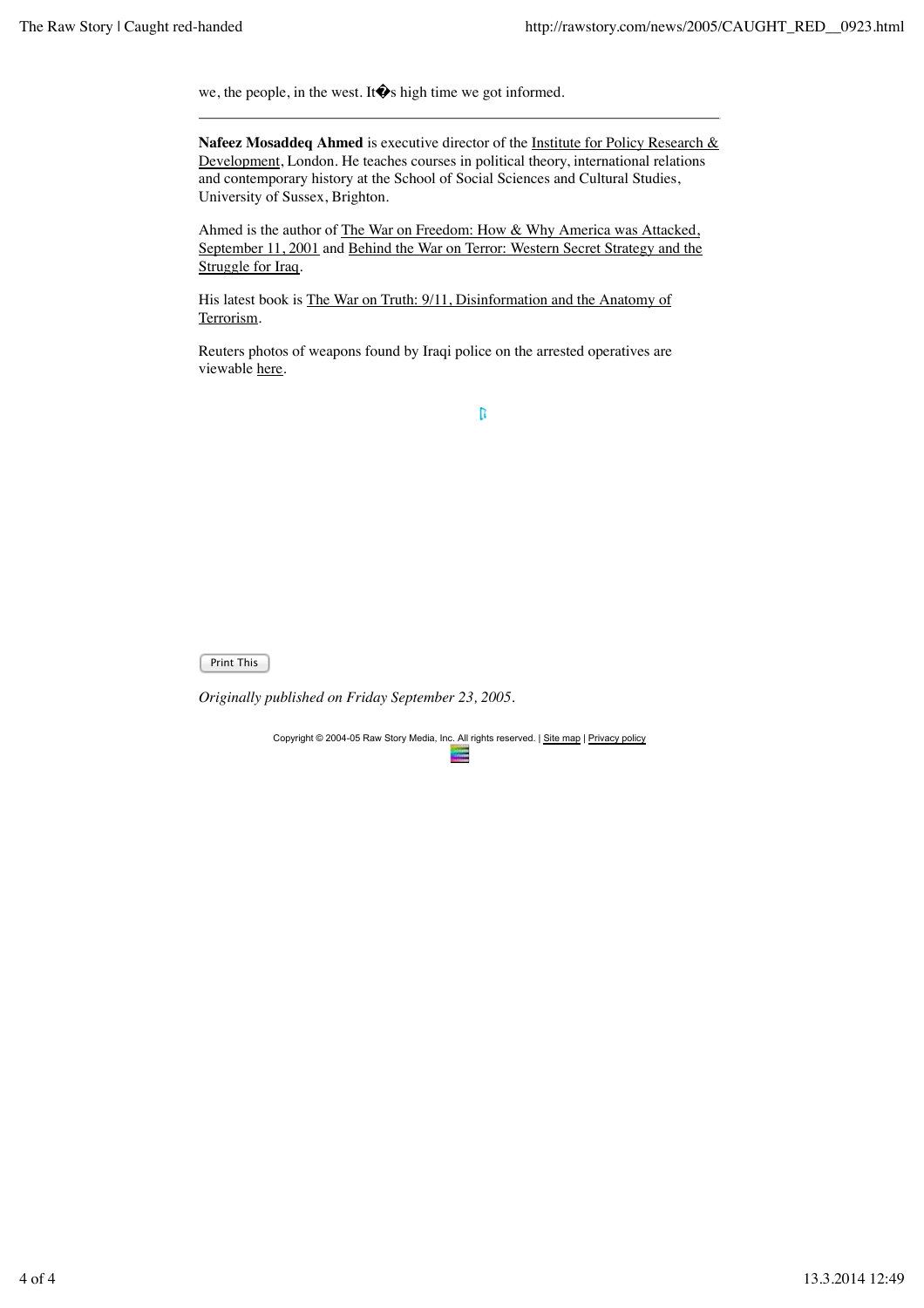we, the people, in the west. It�s high time we got informed.

---

**Nafeez Mosaddeq Ahmed** is executive director of the Institute for Policy Research & Development, London. He teaches courses in political theory, international relations and contemporary history at the School of Social Sciences and Cultural Studies, University of Sussex, Brighton.

Ahmed is the author of The War on Freedom: How & Why America was Attacked, September 11, 2001 and Behind the War on Terror: Western Secret Strategy and the Struggle for Iraq.

His latest book is The War on Truth: 9/11, Disinformation and the Anatomy of Terrorism.

Reuters photos of weapons found by Iraqi police on the arrested operatives are viewable here.

Print This

*Originally published on Friday September 23, 2005.*

Copyright © 2004-05 Raw Story Media, Inc. All rights reserved. | Site map | Privacy policy